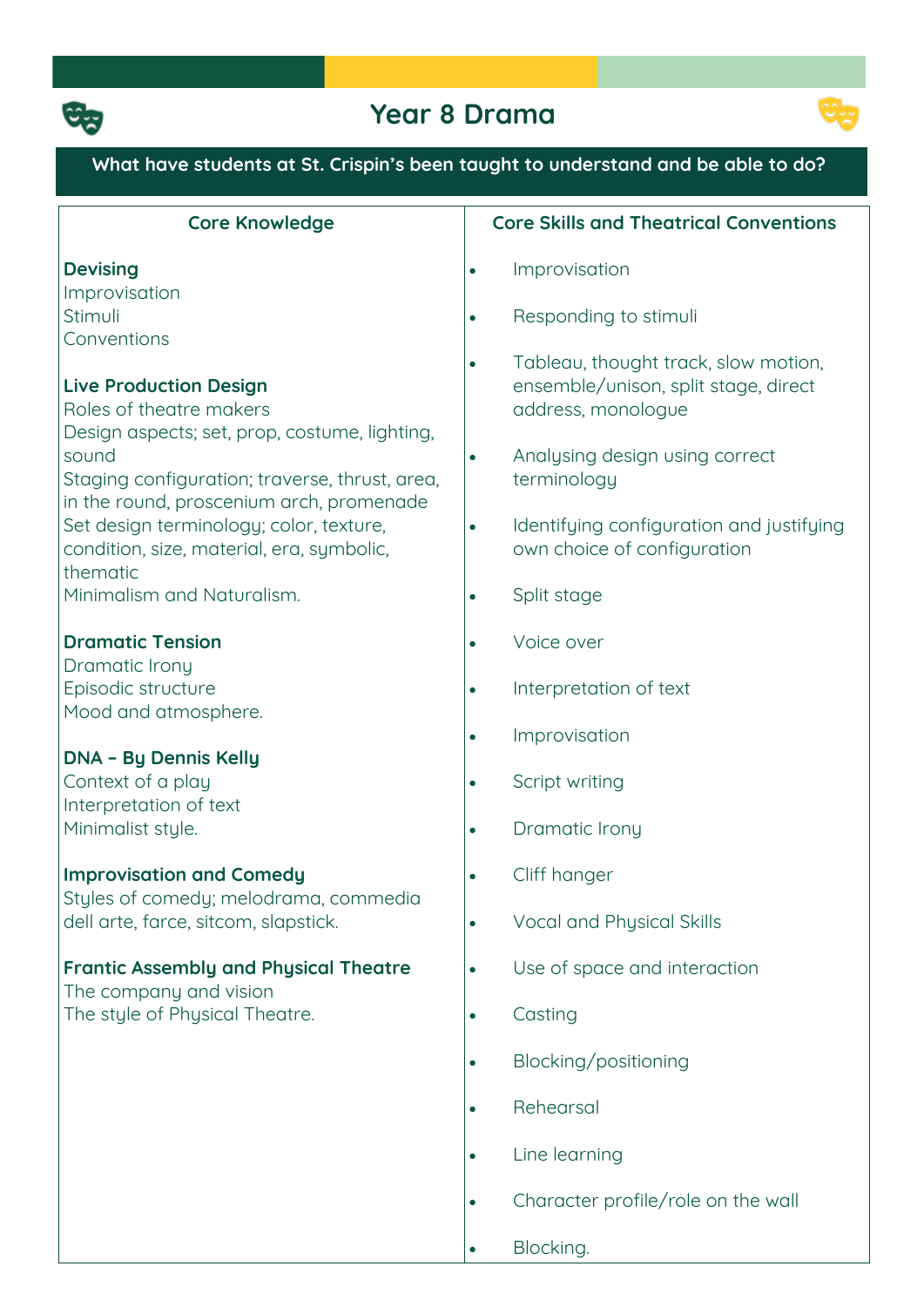# Year 8 Drama

**What have students at St. Crispin's been taught to understand and be able to do?**

| Core Knowledge | Core Skills and Theatrical Conventions |
|---|---|
| **Devising**<br>Improvisation<br>Stimuli<br>Conventions<br><br>**Live Production Design**<br>Roles of theatre makers<br>Design aspects; set, prop, costume, lighting, sound<br>Staging configuration; traverse, thrust, area, in the round, proscenium arch, promenade<br>Set design terminology; color, texture, condition, size, material, era, symbolic, thematic<br>Minimalism and Naturalism.<br><br>**Dramatic Tension**<br>Dramatic Irony<br>Episodic structure<br>Mood and atmosphere.<br><br>**DNA – By Dennis Kelly**<br>Context of a play<br>Interpretation of text<br>Minimalist style.<br><br>**Improvisation and Comedy**<br>Styles of comedy; melodrama, commedia dell arte, farce, sitcom, slapstick.<br><br>**Frantic Assembly and Physical Theatre**<br>The company and vision<br>The style of Physical Theatre. | • Improvisation<br>• Responding to stimuli<br>• Tableau, thought track, slow motion, ensemble/unison, split stage, direct address, monologue<br>• Analysing design using correct terminology<br>• Identifying configuration and justifying own choice of configuration<br>• Split stage<br>• Voice over<br>• Interpretation of text<br>• Improvisation<br>• Script writing<br>• Dramatic Irony<br>• Cliff hanger<br>• Vocal and Physical Skills<br>• Use of space and interaction<br>• Casting<br>• Blocking/positioning<br>• Rehearsal<br>• Line learning<br>• Character profile/role on the wall<br>• Blocking. |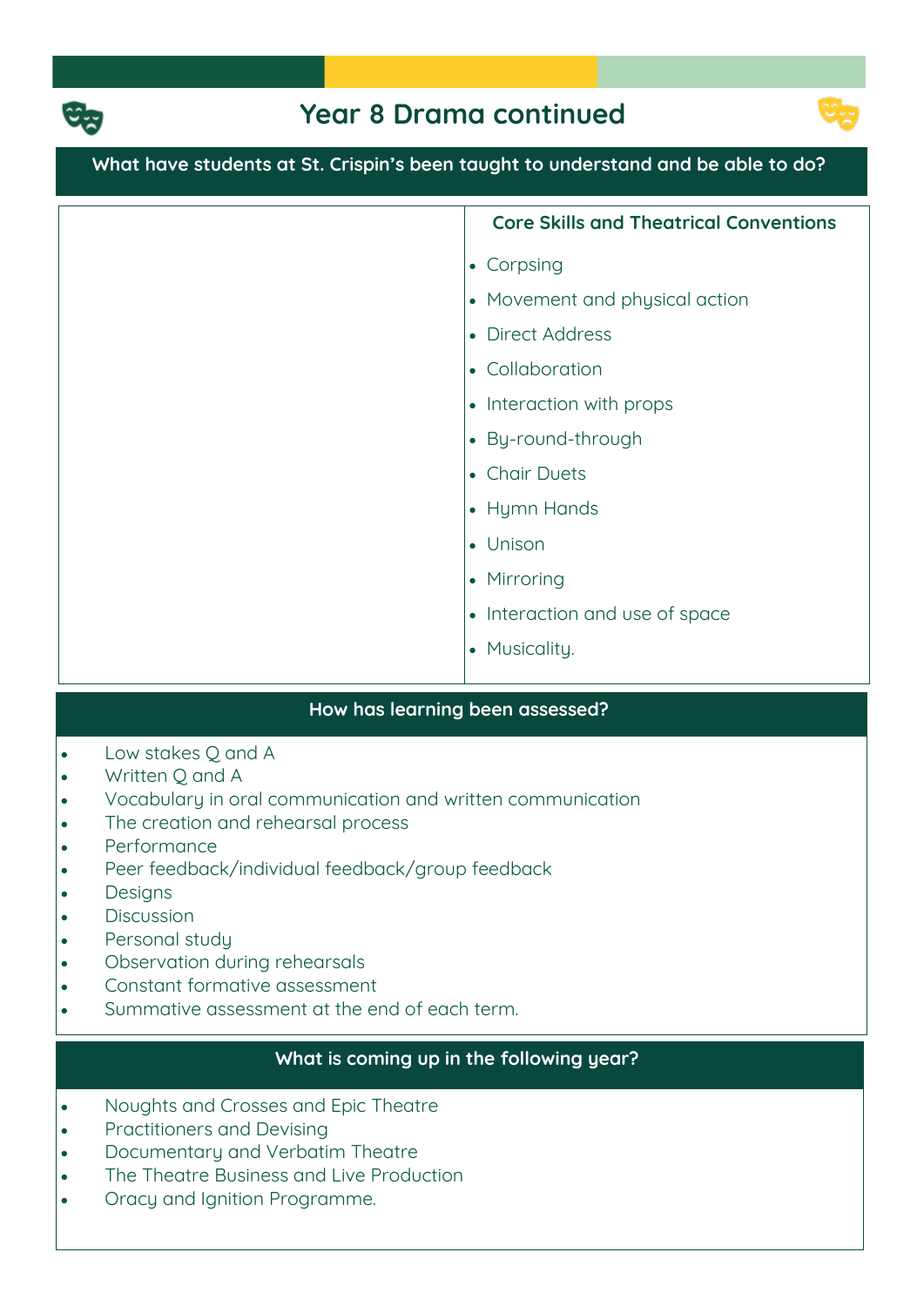# Year 8 Drama continued

## What have students at St. Crispin's been taught to understand and be able to do?

| | Core Skills and Theatrical Conventions |
|---|---|
| | • Corpsing<br>• Movement and physical action<br>• Direct Address<br>• Collaboration<br>• Interaction with props<br>• By-round-through<br>• Chair Duets<br>• Hymn Hands<br>• Unison<br>• Mirroring<br>• Interaction and use of space<br>• Musicality. |

## How has learning been assessed?

- Low stakes Q and A
- Written Q and A
- Vocabulary in oral communication and written communication
- The creation and rehearsal process
- Performance
- Peer feedback/individual feedback/group feedback
- Designs
- Discussion
- Personal study
- Observation during rehearsals
- Constant formative assessment
- Summative assessment at the end of each term.

## What is coming up in the following year?

- Noughts and Crosses and Epic Theatre
- Practitioners and Devising
- Documentary and Verbatim Theatre
- The Theatre Business and Live Production
- Oracy and Ignition Programme.